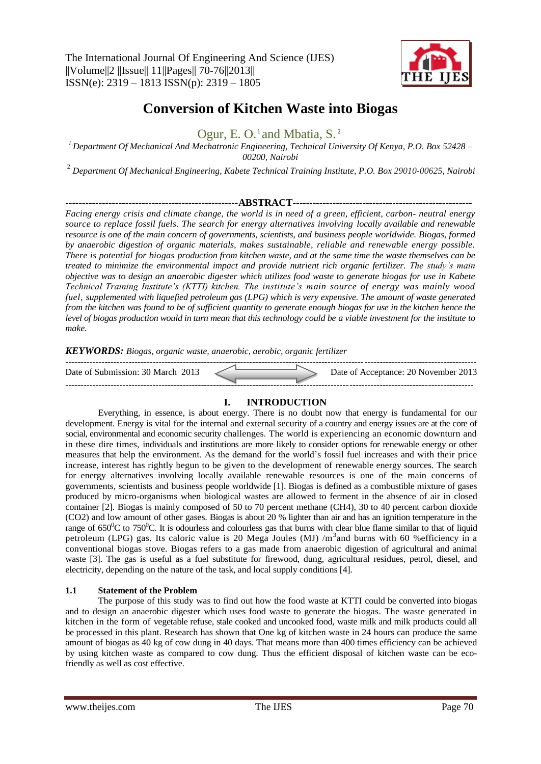# Conversion of Kitchen Waste into Biogas

Ogur, E. O.[1] and Mbatia, S.[2]

[1] Department Of Mechanical And Mechatronic Engineering, Technical University Of Kenya, P.O. Box 52428 – 00200, Nairobi

[2] Department Of Mechanical Engineering, Kabete Technical Training Institute, P.O. Box 29010-00625, Nairobi

## ABSTRACT

*Facing energy crisis and climate change, the world is in need of a green, efficient, carbon- neutral energy source to replace fossil fuels. The search for energy alternatives involving locally available and renewable resource is one of the main concern of governments, scientists, and business people worldwide. Biogas, formed by anaerobic digestion of organic materials, makes sustainable, reliable and renewable energy possible. There is potential for biogas production from kitchen waste, and at the same time the waste themselves can be treated to minimize the environmental impact and provide nutrient rich organic fertilizer. The study's main objective was to design an anaerobic digester which utilizes food waste to generate biogas for use in Kabete Technical Training Institute's (KTTI) kitchen. The institute's main source of energy was mainly wood fuel, supplemented with liquefied petroleum gas (LPG) which is very expensive. The amount of waste generated from the kitchen was found to be of sufficient quantity to generate enough biogas for use in the kitchen hence the level of biogas production would in turn mean that this technology could be a viable investment for the institute to make.*

***KEYWORDS:*** *Biogas, organic waste, anaerobic, aerobic, organic fertilizer*

Date of Submission: 30 March 2013 — Date of Acceptance: 20 November 2013

## I. INTRODUCTION

Everything, in essence, is about energy. There is no doubt now that energy is fundamental for our development. Energy is vital for the internal and external security of a country and energy issues are at the core of social, environmental and economic security challenges. The world is experiencing an economic downturn and in these dire times, individuals and institutions are more likely to consider options for renewable energy or other measures that help the environment. As the demand for the world's fossil fuel increases and with their price increase, interest has rightly begun to be given to the development of renewable energy sources. The search for energy alternatives involving locally available renewable resources is one of the main concerns of governments, scientists and business people worldwide [1]. Biogas is defined as a combustible mixture of gases produced by micro-organisms when biological wastes are allowed to ferment in the absence of air in closed container [2]. Biogas is mainly composed of 50 to 70 percent methane (CH4), 30 to 40 percent carbon dioxide (CO2) and low amount of other gases. Biogas is about 20 % lighter than air and has an ignition temperature in the range of $650^0$C to $750^0$C. It is odourless and colourless gas that burns with clear blue flame similar to that of liquid petroleum (LPG) gas. Its caloric value is 20 Mega Joules (MJ) /$m^3$and burns with 60 %efficiency in a conventional biogas stove. Biogas refers to a gas made from anaerobic digestion of agricultural and animal waste [3]. The gas is useful as a fuel substitute for firewood, dung, agricultural residues, petrol, diesel, and electricity, depending on the nature of the task, and local supply conditions [4].

### 1.1 Statement of the Problem

The purpose of this study was to find out how the food waste at KTTI could be converted into biogas and to design an anaerobic digester which uses food waste to generate the biogas. The waste generated in kitchen in the form of vegetable refuse, stale cooked and uncooked food, waste milk and milk products could all be processed in this plant. Research has shown that One kg of kitchen waste in 24 hours can produce the same amount of biogas as 40 kg of cow dung in 40 days. That means more than 400 times efficiency can be achieved by using kitchen waste as compared to cow dung. Thus the efficient disposal of kitchen waste can be eco-friendly as well as cost effective.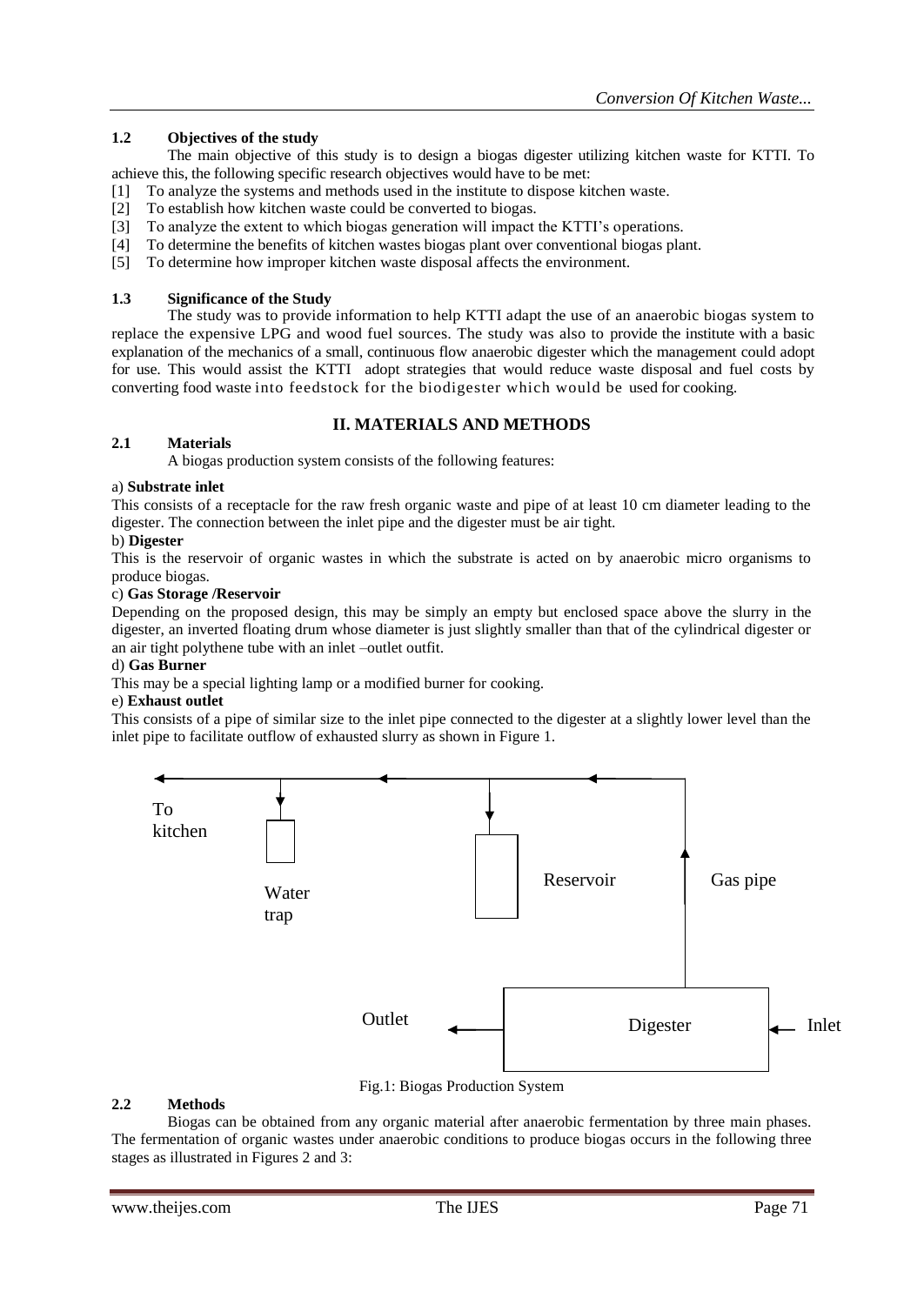### 1.2 Objectives of the study

The main objective of this study is to design a biogas digester utilizing kitchen waste for KTTI. To achieve this, the following specific research objectives would have to be met:

[1] To analyze the systems and methods used in the institute to dispose kitchen waste.
[2] To establish how kitchen waste could be converted to biogas.
[3] To analyze the extent to which biogas generation will impact the KTTI's operations.
[4] To determine the benefits of kitchen wastes biogas plant over conventional biogas plant.
[5] To determine how improper kitchen waste disposal affects the environment.

### 1.3 Significance of the Study

The study was to provide information to help KTTI adapt the use of an anaerobic biogas system to replace the expensive LPG and wood fuel sources. The study was also to provide the institute with a basic explanation of the mechanics of a small, continuous flow anaerobic digester which the management could adopt for use. This would assist the KTTI adopt strategies that would reduce waste disposal and fuel costs by converting food waste into feedstock for the biodigester which would be used for cooking.

## II. MATERIALS AND METHODS

### 2.1 Materials

A biogas production system consists of the following features:

a) **Substrate inlet**

This consists of a receptacle for the raw fresh organic waste and pipe of at least 10 cm diameter leading to the digester. The connection between the inlet pipe and the digester must be air tight.

b) **Digester**

This is the reservoir of organic wastes in which the substrate is acted on by anaerobic micro organisms to produce biogas.

c) **Gas Storage /Reservoir**

Depending on the proposed design, this may be simply an empty but enclosed space above the slurry in the digester, an inverted floating drum whose diameter is just slightly smaller than that of the cylindrical digester or an air tight polythene tube with an inlet –outlet outfit.

d) **Gas Burner**

This may be a special lighting lamp or a modified burner for cooking.

e) **Exhaust outlet**

This consists of a pipe of similar size to the inlet pipe connected to the digester at a slightly lower level than the inlet pipe to facilitate outflow of exhausted slurry as shown in Figure 1.

To kitchen — Water trap — Reservoir — Gas pipe — Outlet — Digester — Inlet

Fig.1: Biogas Production System

### 2.2 Methods

Biogas can be obtained from any organic material after anaerobic fermentation by three main phases. The fermentation of organic wastes under anaerobic conditions to produce biogas occurs in the following three stages as illustrated in Figures 2 and 3: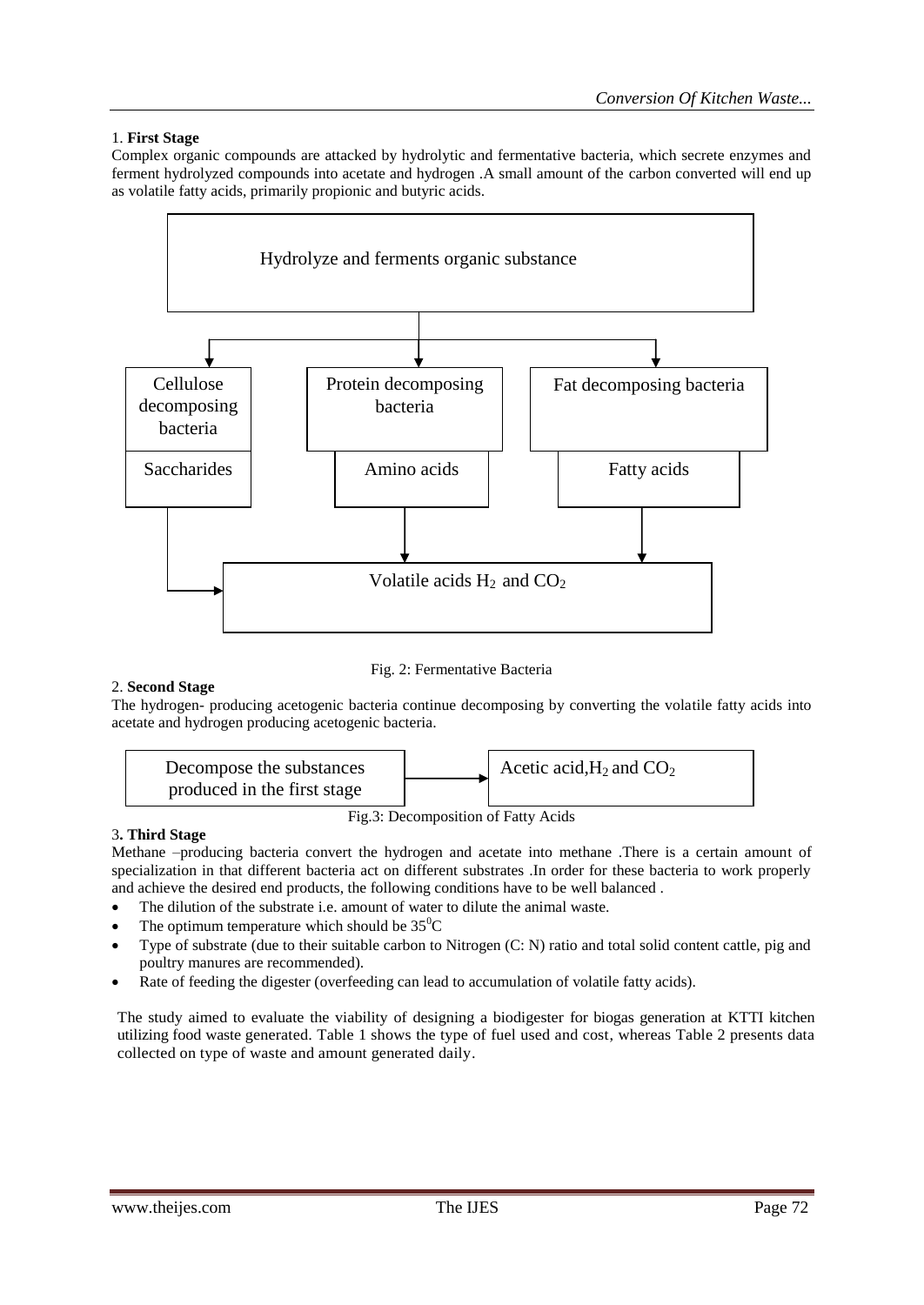1. **First Stage**

Complex organic compounds are attacked by hydrolytic and fermentative bacteria, which secrete enzymes and ferment hydrolyzed compounds into acetate and hydrogen .A small amount of the carbon converted will end up as volatile fatty acids, primarily propionic and butyric acids.

Hydrolyze and ferments organic substance

Cellulose decomposing bacteria | Protein decomposing bacteria | Fat decomposing bacteria

Saccharides | Amino acids | Fatty acids

Volatile acids $H_2$ and $CO_2$

Fig. 2: Fermentative Bacteria

2. **Second Stage**

The hydrogen- producing acetogenic bacteria continue decomposing by converting the volatile fatty acids into acetate and hydrogen producing acetogenic bacteria.

Decompose the substances produced in the first stage → Acetic acid, $H_2$ and $CO_2$

Fig.3: Decomposition of Fatty Acids

3. **Third Stage**

Methane –producing bacteria convert the hydrogen and acetate into methane .There is a certain amount of specialization in that different bacteria act on different substrates .In order for these bacteria to work properly and achieve the desired end products, the following conditions have to be well balanced .

- The dilution of the substrate i.e. amount of water to dilute the animal waste.
- The optimum temperature which should be $35^0$C
- Type of substrate (due to their suitable carbon to Nitrogen (C: N) ratio and total solid content cattle, pig and poultry manures are recommended).
- Rate of feeding the digester (overfeeding can lead to accumulation of volatile fatty acids).

The study aimed to evaluate the viability of designing a biodigester for biogas generation at KTTI kitchen utilizing food waste generated. Table 1 shows the type of fuel used and cost, whereas Table 2 presents data collected on type of waste and amount generated daily.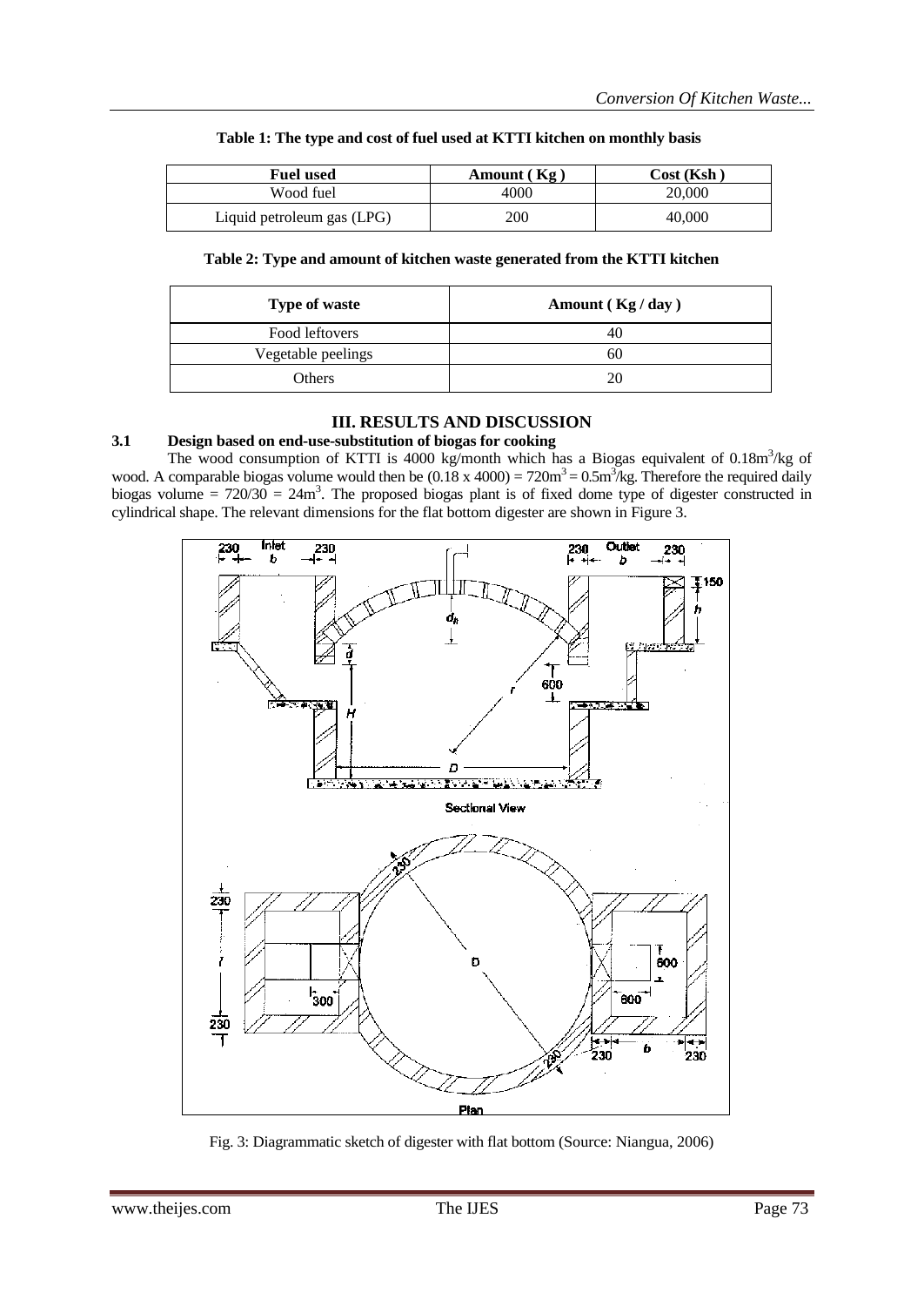**Table 1: The type and cost of fuel used at KTTI kitchen on monthly basis**

| Fuel used | Amount ( Kg ) | Cost (Ksh ) |
|---|---|---|
| Wood fuel | 4000 | 20,000 |
| Liquid petroleum gas (LPG) | 200 | 40,000 |

**Table 2: Type and amount of kitchen waste generated from the KTTI kitchen**

| Type of waste | Amount ( Kg / day ) |
|---|---|
| Food leftovers | 40 |
| Vegetable peelings | 60 |
| Others | 20 |

## III. RESULTS AND DISCUSSION

### 3.1 Design based on end-use-substitution of biogas for cooking

The wood consumption of KTTI is 4000 kg/month which has a Biogas equivalent of $0.18\text{m}^3$/kg of wood. A comparable biogas volume would then be $(0.18 \times 4000) = 720\text{m}^3 = 0.5\text{m}^3$/kg. Therefore the required daily biogas volume $= 720/30 = 24\text{m}^3$. The proposed biogas plant is of fixed dome type of digester constructed in cylindrical shape. The relevant dimensions for the flat bottom digester are shown in Figure 3.

Fig. 3: Diagrammatic sketch of digester with flat bottom (Source: Niangua, 2006)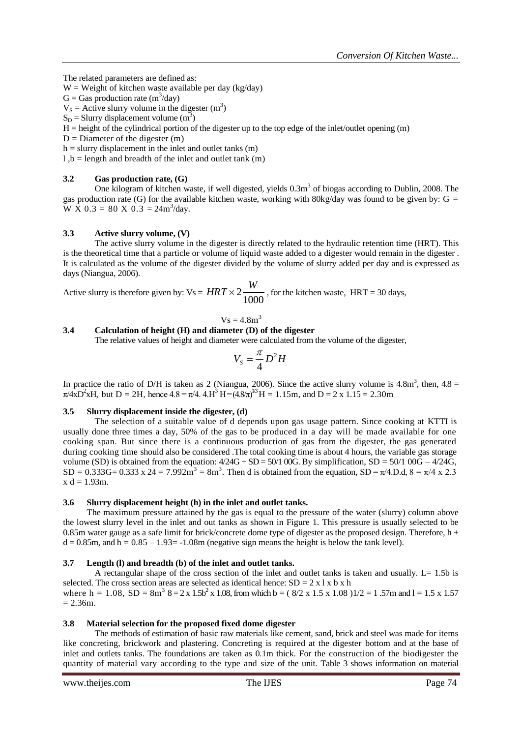The related parameters are defined as:

W = Weight of kitchen waste available per day (kg/day)

G = Gas production rate ($m^3$/day)

$V_S$ = Active slurry volume in the digester ($m^3$)

$S_D$ = Slurry displacement volume ($m^3$)

H = height of the cylindrical portion of the digester up to the top edge of the inlet/outlet opening (m)

D = Diameter of the digester (m)

h = slurry displacement in the inlet and outlet tanks (m)

l ,b = length and breadth of the inlet and outlet tank (m)

### 3.2 Gas production rate, (G)

One kilogram of kitchen waste, if well digested, yields $0.3m^3$ of biogas according to Dublin, 2008. The gas production rate (G) for the available kitchen waste, working with 80kg/day was found to be given by: G = W X 0.3 = 80 X 0.3 = $24m^3$/day.

### 3.3 Active slurry volume, (V)

The active slurry volume in the digester is directly related to the hydraulic retention time (HRT). This is the theoretical time that a particle or volume of liquid waste added to a digester would remain in the digester . It is calculated as the volume of the digester divided by the volume of slurry added per day and is expressed as days (Niangua, 2006).

Active slurry is therefore given by: Vs = $HRT \times 2\frac{W}{1000}$ , for the kitchen waste, HRT = 30 days,

$$Vs = 4.8m^3$$

### 3.4 Calculation of height (H) and diameter (D) of the digester

The relative values of height and diameter were calculated from the volume of the digester,

$$V_S = \frac{\pi}{4}D^2H$$

In practice the ratio of D/H is taken as 2 (Niangua, 2006). Since the active slurry volume is $4.8m^3$, then, $4.8 = \pi/4 x D^2 x H$, but D = 2H, hence $4.8 = \pi/4.\ 4.H^3$ $H = (4.8/\pi)^{1/3}$ H = 1.15m, and D = 2 x 1.15 = 2.30m

### 3.5 Slurry displacement inside the digester, (d)

The selection of a suitable value of d depends upon gas usage pattern. Since cooking at KTTI is usually done three times a day, 50% of the gas to be produced in a day will be made available for one cooking span. But since there is a continuous production of gas from the digester, the gas generated during cooking time should also be considered .The total cooking time is about 4 hours, the variable gas storage volume (SD) is obtained from the equation: 4/24G + SD = 50/1 00G. By simplification, SD = 50/1 00G – 4/24G, SD = 0.333G= 0.333 x 24 = $7.992m^3$ = $8m^3$. Then d is obtained from the equation, SD = $\pi$/4.D.d, 8 = $\pi$/4 x 2.3 x d = 1.93m.

### 3.6 Slurry displacement height (h) in the inlet and outlet tanks.

The maximum pressure attained by the gas is equal to the pressure of the water (slurry) column above the lowest slurry level in the inlet and out tanks as shown in Figure 1. This pressure is usually selected to be 0.85m water gauge as a safe limit for brick/concrete dome type of digester as the proposed design. Therefore, h + d = 0.85m, and h = 0.85 – 1.93= -1.08m (negative sign means the height is below the tank level).

### 3.7 Length (l) and breadth (b) of the inlet and outlet tanks.

A rectangular shape of the cross section of the inlet and outlet tanks is taken and usually. L= 1.5b is selected. The cross section areas are selected as identical hence: SD = 2 x l x b x h

where h = 1.08, SD = $8m^3$ 8 = 2 x $1.5b^2$ x 1.08, from which b = ( 8/2 x 1.5 x 1.08 )1/2 = 1 .57m and l = 1.5 x 1.57 = 2.36m.

### 3.8 Material selection for the proposed fixed dome digester

The methods of estimation of basic raw materials like cement, sand, brick and steel was made for items like concreting, brickwork and plastering. Concreting is required at the digester bottom and at the base of inlet and outlets tanks. The foundations are taken as 0.1m thick. For the construction of the biodigester the quantity of material vary according to the type and size of the unit. Table 3 shows information on material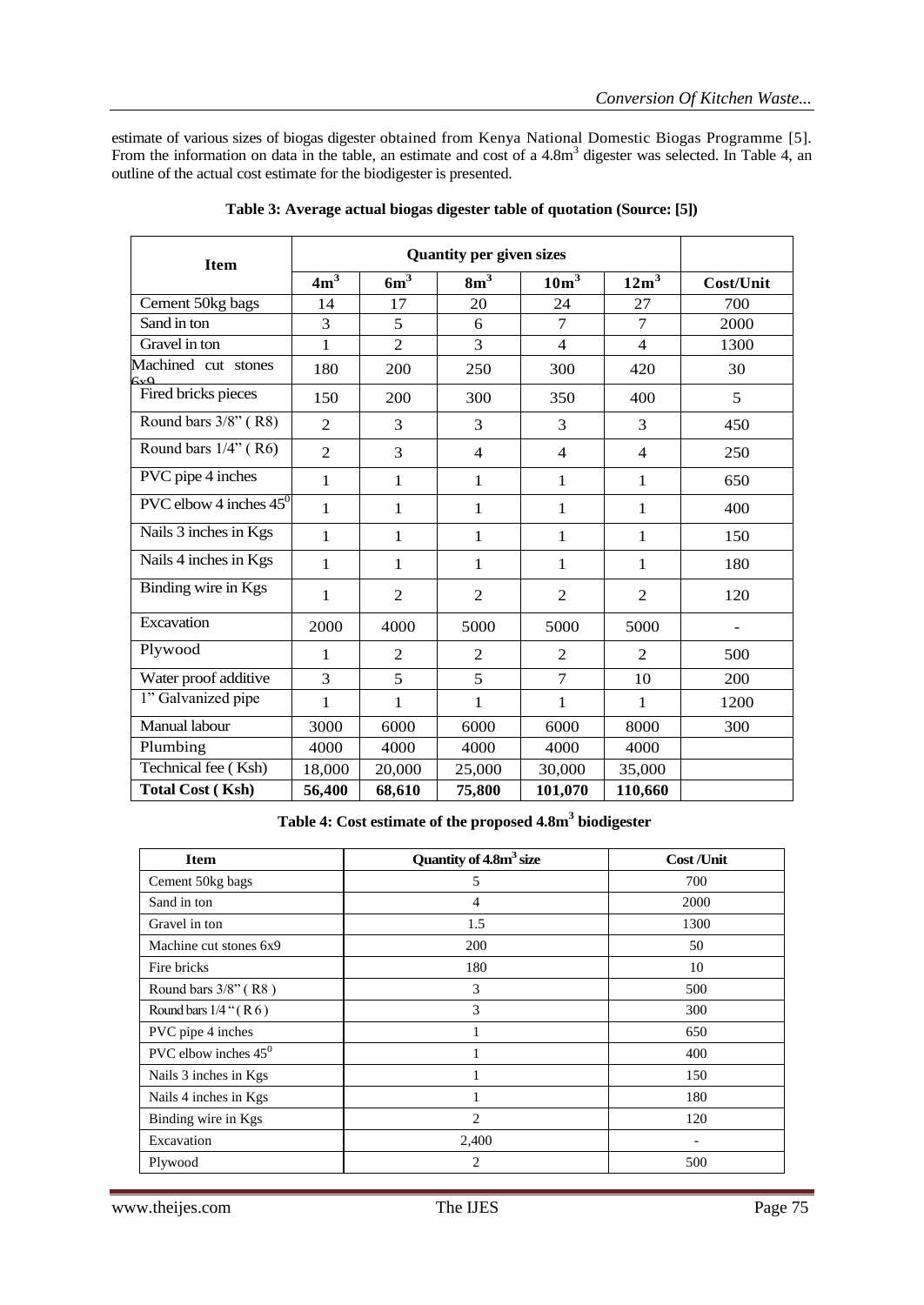estimate of various sizes of biogas digester obtained from Kenya National Domestic Biogas Programme [5]. From the information on data in the table, an estimate and cost of a 4.8m$^3$ digester was selected. In Table 4, an outline of the actual cost estimate for the biodigester is presented.

**Table 3: Average actual biogas digester table of quotation (Source: [5])**

| Item | Quantity per given sizes | | | | | |
|---|---|---|---|---|---|---|
| | **4m$^3$** | **6m$^3$** | **8m$^3$** | **10m$^3$** | **12m$^3$** | **Cost/Unit** |
| Cement 50kg bags | 14 | 17 | 20 | 24 | 27 | 700 |
| Sand in ton | 3 | 5 | 6 | 7 | 7 | 2000 |
| Gravel in ton | 1 | 2 | 3 | 4 | 4 | 1300 |
| Machined cut stones 6x9 | 180 | 200 | 250 | 300 | 420 | 30 |
| Fired bricks pieces | 150 | 200 | 300 | 350 | 400 | 5 |
| Round bars 3/8" ( R8) | 2 | 3 | 3 | 3 | 3 | 450 |
| Round bars 1/4" ( R6) | 2 | 3 | 4 | 4 | 4 | 250 |
| PVC pipe 4 inches | 1 | 1 | 1 | 1 | 1 | 650 |
| PVC elbow 4 inches 45$^0$ | 1 | 1 | 1 | 1 | 1 | 400 |
| Nails 3 inches in Kgs | 1 | 1 | 1 | 1 | 1 | 150 |
| Nails 4 inches in Kgs | 1 | 1 | 1 | 1 | 1 | 180 |
| Binding wire in Kgs | 1 | 2 | 2 | 2 | 2 | 120 |
| Excavation | 2000 | 4000 | 5000 | 5000 | 5000 | - |
| Plywood | 1 | 2 | 2 | 2 | 2 | 500 |
| Water proof additive | 3 | 5 | 5 | 7 | 10 | 200 |
| 1" Galvanized pipe | 1 | 1 | 1 | 1 | 1 | 1200 |
| Manual labour | 3000 | 6000 | 6000 | 6000 | 8000 | 300 |
| Plumbing | 4000 | 4000 | 4000 | 4000 | 4000 | |
| Technical fee ( Ksh) | 18,000 | 20,000 | 25,000 | 30,000 | 35,000 | |
| **Total Cost ( Ksh)** | **56,400** | **68,610** | **75,800** | **101,070** | **110,660** | |

**Table 4: Cost estimate of the proposed 4.8m$^3$ biodigester**

| Item | Quantity of 4.8m$^3$ size | Cost /Unit |
|---|---|---|
| Cement 50kg bags | 5 | 700 |
| Sand in ton | 4 | 2000 |
| Gravel in ton | 1.5 | 1300 |
| Machine cut stones 6x9 | 200 | 50 |
| Fire bricks | 180 | 10 |
| Round bars 3/8" ( R8 ) | 3 | 500 |
| Round bars 1/4 " ( R 6 ) | 3 | 300 |
| PVC pipe 4 inches | 1 | 650 |
| PVC elbow inches 45$^0$ | 1 | 400 |
| Nails 3 inches in Kgs | 1 | 150 |
| Nails 4 inches in Kgs | 1 | 180 |
| Binding wire in Kgs | 2 | 120 |
| Excavation | 2,400 | - |
| Plywood | 2 | 500 |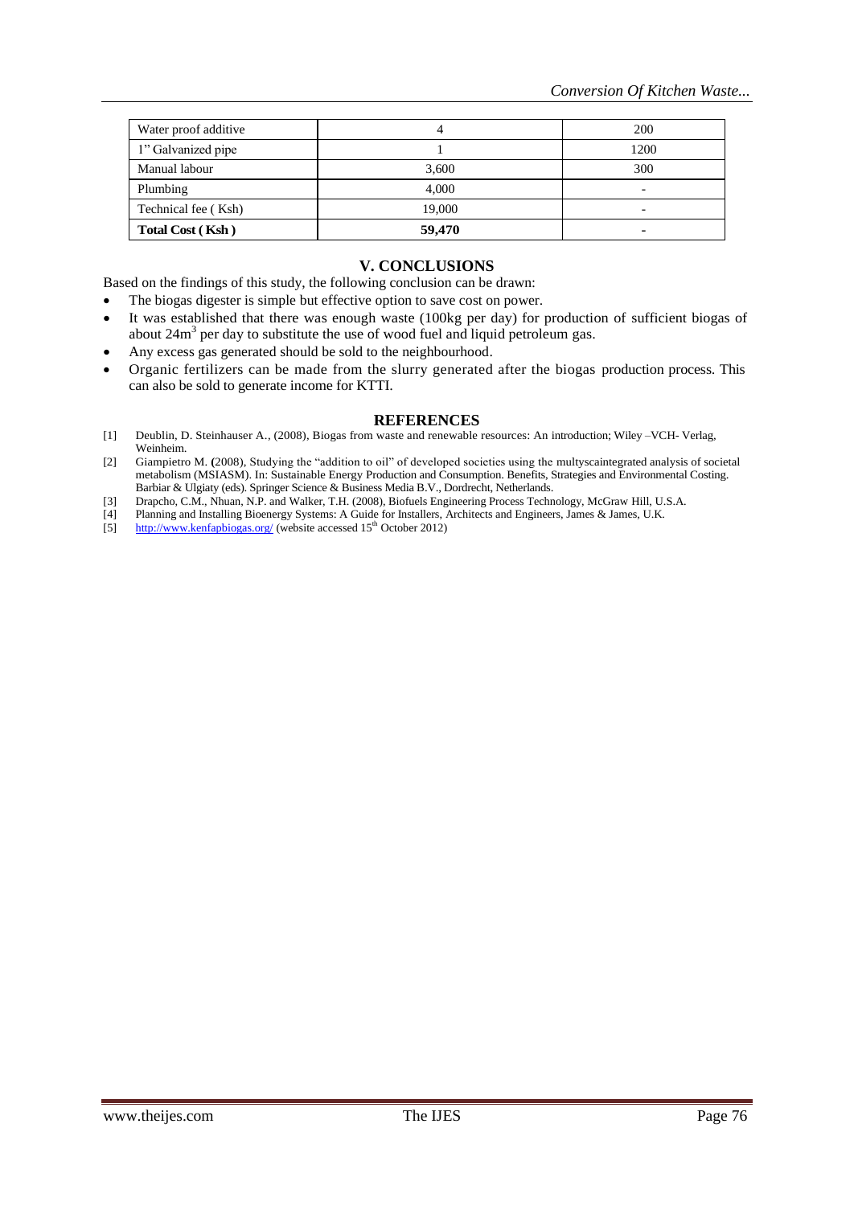| | | |
|---|---|---|
| Water proof additive | 4 | 200 |
| 1" Galvanized pipe | 1 | 1200 |
| Manual labour | 3,600 | 300 |
| Plumbing | 4,000 | - |
| Technical fee ( Ksh) | 19,000 | - |
| **Total Cost ( Ksh )** | **59,470** | - |

## V. CONCLUSIONS

Based on the findings of this study, the following conclusion can be drawn:

- The biogas digester is simple but effective option to save cost on power.
- It was established that there was enough waste (100kg per day) for production of sufficient biogas of about $24m^3$ per day to substitute the use of wood fuel and liquid petroleum gas.
- Any excess gas generated should be sold to the neighbourhood.
- Organic fertilizers can be made from the slurry generated after the biogas production process. This can also be sold to generate income for KTTI.

## REFERENCES

[1] Deublin, D. Steinhauser A., (2008), Biogas from waste and renewable resources: An introduction; Wiley –VCH- Verlag, Weinheim.

[2] Giampietro M. (2008), Studying the "addition to oil" of developed societies using the multyscaintegrated analysis of societal metabolism (MSIASM). In: Sustainable Energy Production and Consumption. Benefits, Strategies and Environmental Costing. Barbiar & Ulgiaty (eds). Springer Science & Business Media B.V., Dordrecht, Netherlands.

[3] Drapcho, C.M., Nhuan, N.P. and Walker, T.H. (2008), Biofuels Engineering Process Technology, McGraw Hill, U.S.A.

[4] Planning and Installing Bioenergy Systems: A Guide for Installers, Architects and Engineers, James & James, U.K.

[5] http://www.kenfapbiogas.org/ (website accessed 15th October 2012)